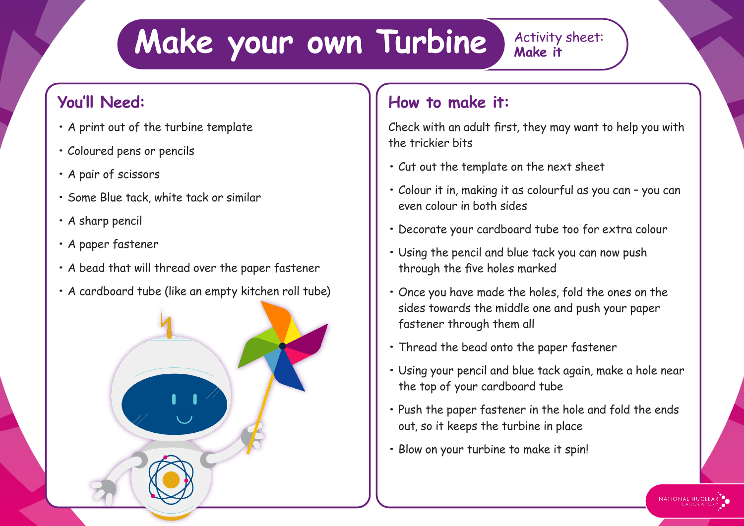# Make your own Turbine

Activity sheet: **Make it**

## You'll Need:

- A print out of the turbine template
- Coloured pens or pencils
- A pair of scissors
- Some Blue tack, white tack or similar
- A sharp pencil
- A paper fastener
- A bead that will thread over the paper fastener
- A cardboard tube (like an empty kitchen roll tube)

## How to make it:

Check with an adult first, they may want to help you with the trickier bits

- Cut out the template on the next sheet
- Colour it in, making it as colourful as you can – you can even colour in both sides
- Decorate your cardboard tube too for extra colour
- Using the pencil and blue tack you can now push through the five holes marked
- Once you have made the holes, fold the ones on the sides towards the middle one and push your paper fastener through them all
- Thread the bead onto the paper fastener
- Using your pencil and blue tack again, make a hole near the top of your cardboard tube
- Push the paper fastener in the hole and fold the ends out, so it keeps the turbine in place
- Blow on your turbine to make it spin!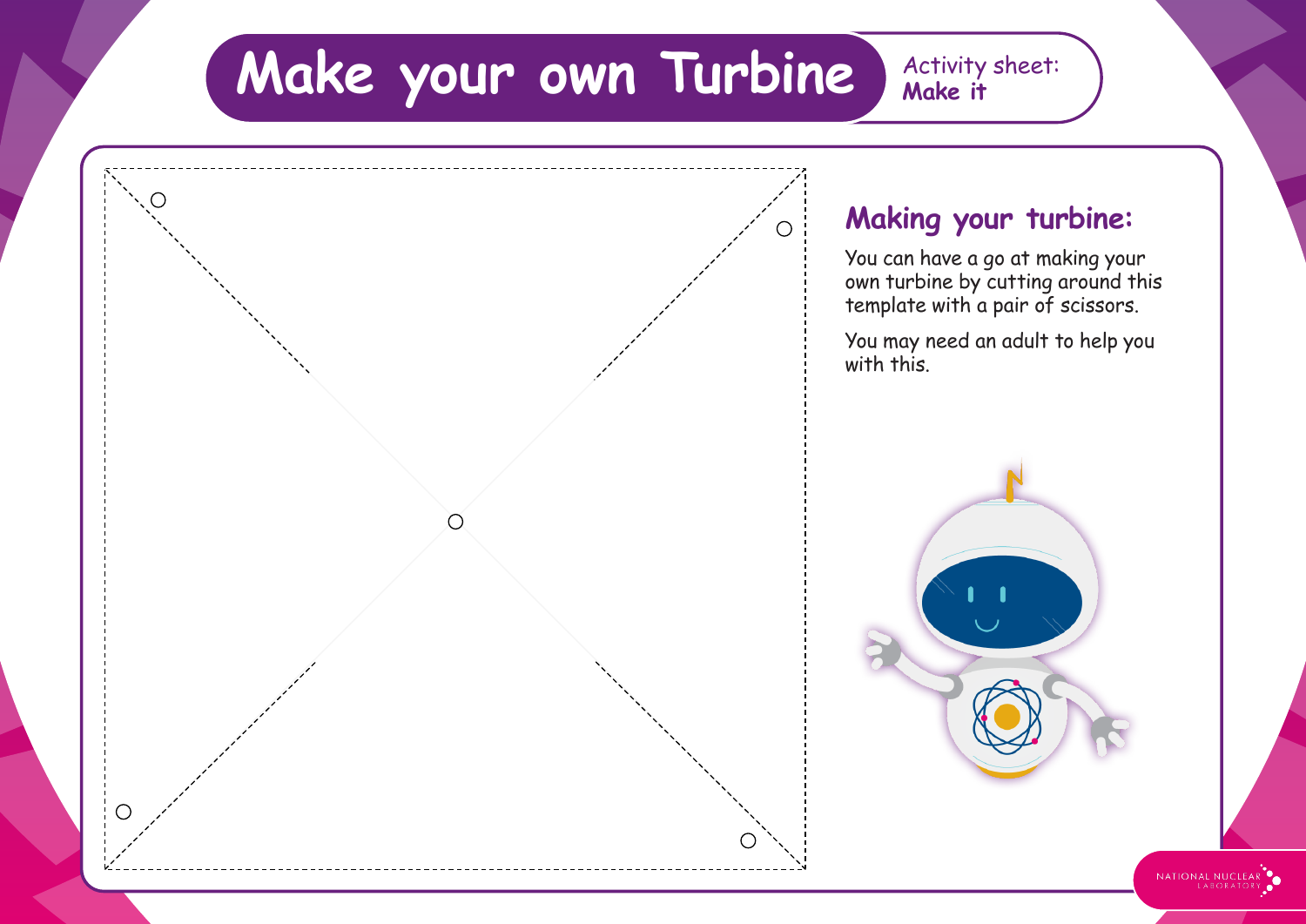# Make your own Turbine

Activity sheet: **Make it**

## Making your turbine:

You can have a go at making your own turbine by cutting around this template with a pair of scissors.

You may need an adult to help you with this.